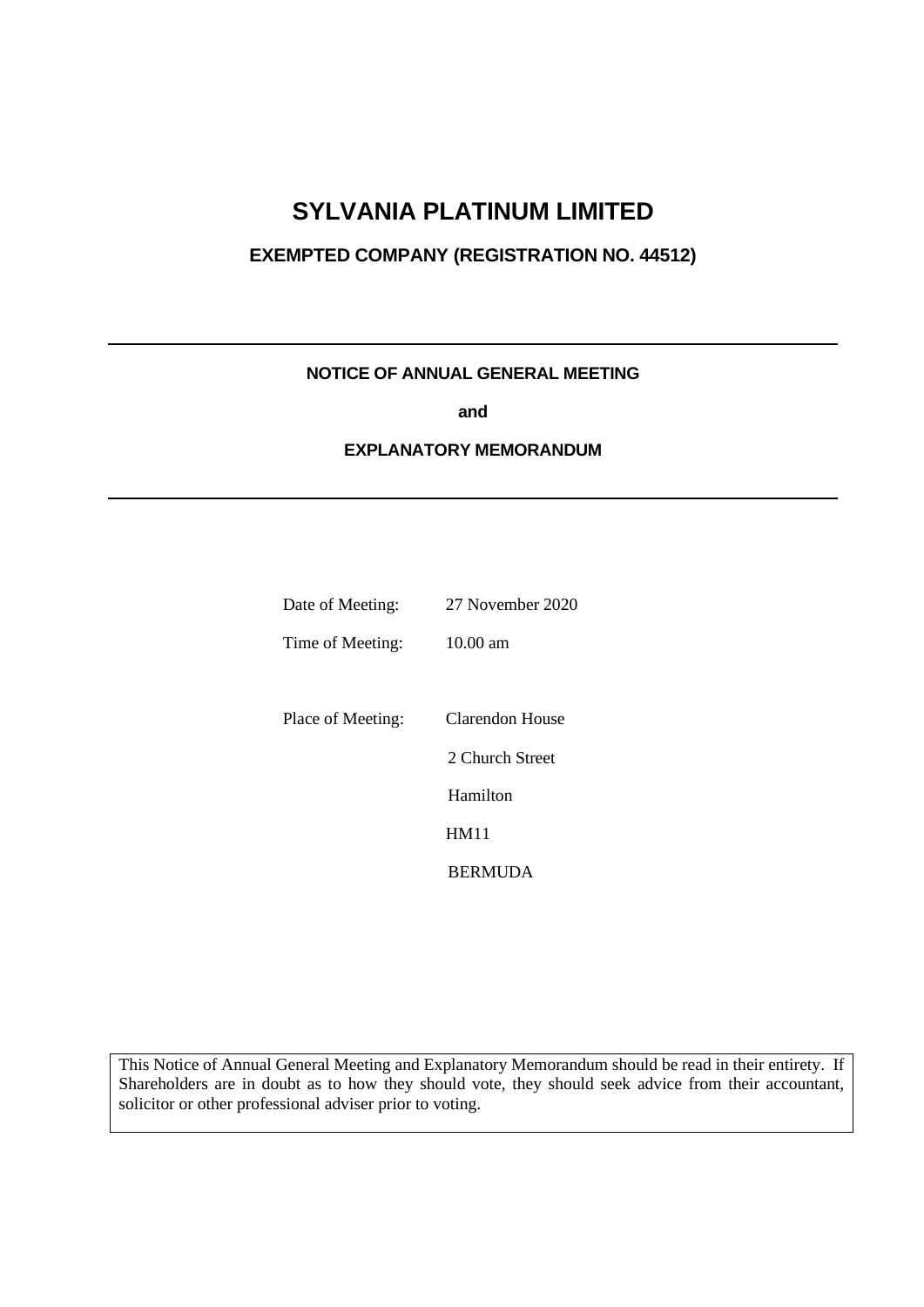# SYLVANIA PLATINUM LIMITED

## EXEMPTED COMPANY (REGISTRATION NO. 44512)

---

**NOTICE OF ANNUAL GENERAL MEETING**

**and**

**EXPLANATORY MEMORANDUM**

---

| | |
|---|---|
| Date of Meeting: | 27 November 2020 |
| Time of Meeting: | 10.00 am |
| Place of Meeting: | Clarendon House<br>2 Church Street<br>Hamilton<br>HM11<br>BERMUDA |

This Notice of Annual General Meeting and Explanatory Memorandum should be read in their entirety. If Shareholders are in doubt as to how they should vote, they should seek advice from their accountant, solicitor or other professional adviser prior to voting.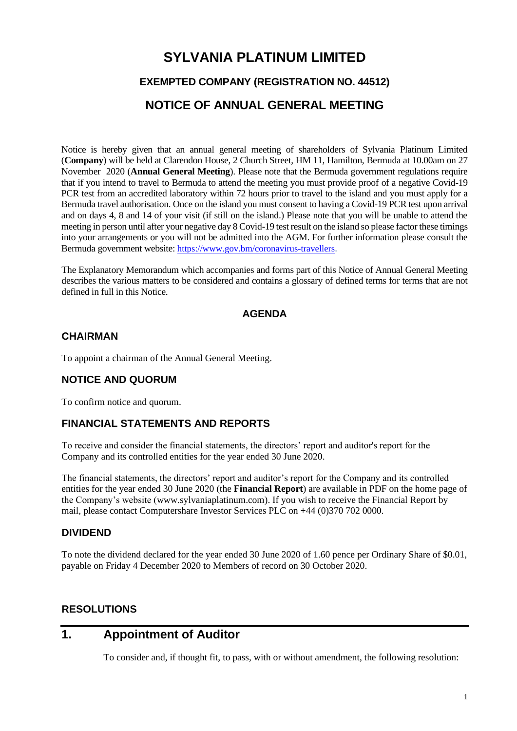# SYLVANIA PLATINUM LIMITED

## EXEMPTED COMPANY (REGISTRATION NO. 44512)

## NOTICE OF ANNUAL GENERAL MEETING

Notice is hereby given that an annual general meeting of shareholders of Sylvania Platinum Limited (**Company**) will be held at Clarendon House, 2 Church Street, HM 11, Hamilton, Bermuda at 10.00am on 27 November 2020 (**Annual General Meeting**). Please note that the Bermuda government regulations require that if you intend to travel to Bermuda to attend the meeting you must provide proof of a negative Covid-19 PCR test from an accredited laboratory within 72 hours prior to travel to the island and you must apply for a Bermuda travel authorisation. Once on the island you must consent to having a Covid-19 PCR test upon arrival and on days 4, 8 and 14 of your visit (if still on the island.) Please note that you will be unable to attend the meeting in person until after your negative day 8 Covid-19 test result on the island so please factor these timings into your arrangements or you will not be admitted into the AGM. For further information please consult the Bermuda government website: https://www.gov.bm/coronavirus-travellers.

The Explanatory Memorandum which accompanies and forms part of this Notice of Annual General Meeting describes the various matters to be considered and contains a glossary of defined terms for terms that are not defined in full in this Notice.

### AGENDA

### CHAIRMAN

To appoint a chairman of the Annual General Meeting.

### NOTICE AND QUORUM

To confirm notice and quorum.

### FINANCIAL STATEMENTS AND REPORTS

To receive and consider the financial statements, the directors' report and auditor's report for the Company and its controlled entities for the year ended 30 June 2020.

The financial statements, the directors' report and auditor's report for the Company and its controlled entities for the year ended 30 June 2020 (the **Financial Report**) are available in PDF on the home page of the Company's website (www.sylvaniaplatinum.com). If you wish to receive the Financial Report by mail, please contact Computershare Investor Services PLC on +44 (0)370 702 0000.

### DIVIDEND

To note the dividend declared for the year ended 30 June 2020 of 1.60 pence per Ordinary Share of $0.01, payable on Friday 4 December 2020 to Members of record on 30 October 2020.

### RESOLUTIONS

## 1. Appointment of Auditor

To consider and, if thought fit, to pass, with or without amendment, the following resolution: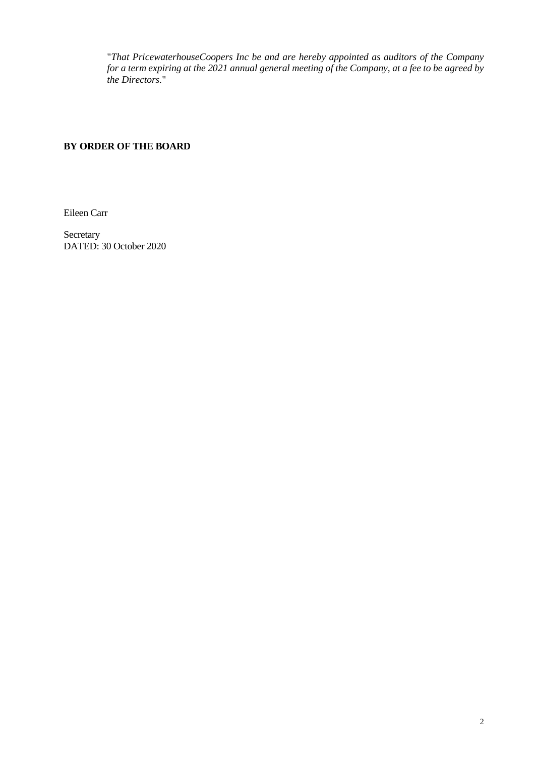"*That PricewaterhouseCoopers Inc be and are hereby appointed as auditors of the Company for a term expiring at the 2021 annual general meeting of the Company, at a fee to be agreed by the Directors.*"

**BY ORDER OF THE BOARD**

Eileen Carr

Secretary
DATED: 30 October 2020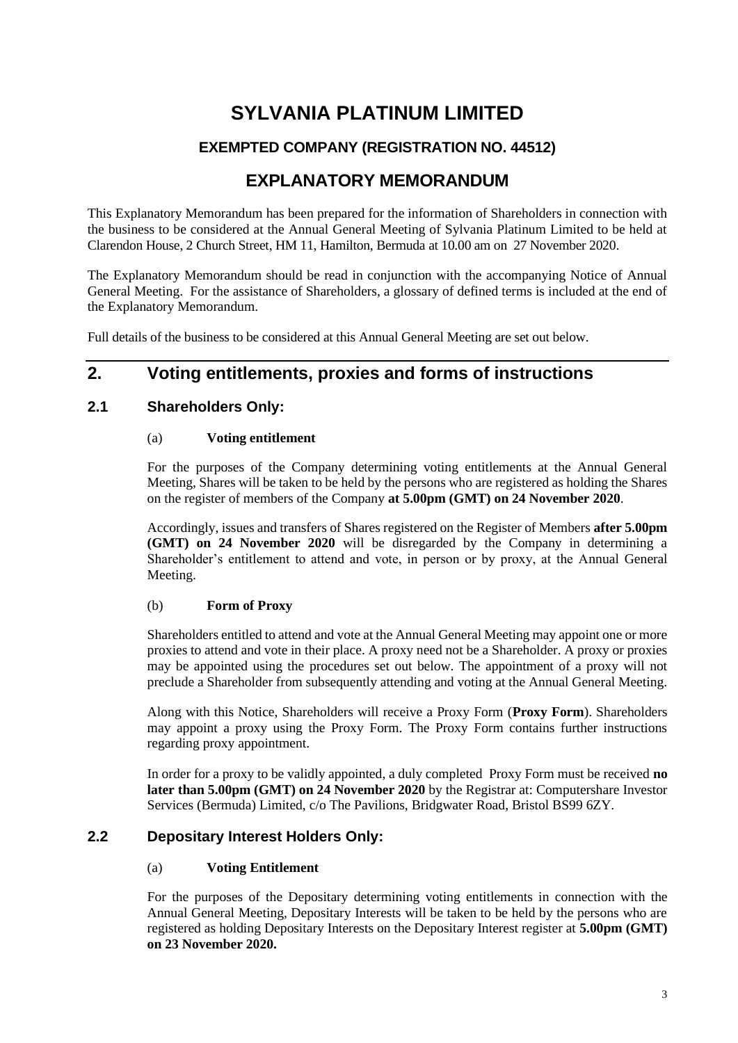# SYLVANIA PLATINUM LIMITED

### EXEMPTED COMPANY (REGISTRATION NO. 44512)

## EXPLANATORY MEMORANDUM

This Explanatory Memorandum has been prepared for the information of Shareholders in connection with the business to be considered at the Annual General Meeting of Sylvania Platinum Limited to be held at Clarendon House, 2 Church Street, HM 11, Hamilton, Bermuda at 10.00 am on 27 November 2020.

The Explanatory Memorandum should be read in conjunction with the accompanying Notice of Annual General Meeting. For the assistance of Shareholders, a glossary of defined terms is included at the end of the Explanatory Memorandum.

Full details of the business to be considered at this Annual General Meeting are set out below.

## 2. Voting entitlements, proxies and forms of instructions

### 2.1 Shareholders Only:

(a) **Voting entitlement**

For the purposes of the Company determining voting entitlements at the Annual General Meeting, Shares will be taken to be held by the persons who are registered as holding the Shares on the register of members of the Company **at 5.00pm (GMT) on 24 November 2020**.

Accordingly, issues and transfers of Shares registered on the Register of Members **after 5.00pm (GMT) on 24 November 2020** will be disregarded by the Company in determining a Shareholder's entitlement to attend and vote, in person or by proxy, at the Annual General Meeting.

(b) **Form of Proxy**

Shareholders entitled to attend and vote at the Annual General Meeting may appoint one or more proxies to attend and vote in their place. A proxy need not be a Shareholder. A proxy or proxies may be appointed using the procedures set out below. The appointment of a proxy will not preclude a Shareholder from subsequently attending and voting at the Annual General Meeting.

Along with this Notice, Shareholders will receive a Proxy Form (**Proxy Form**). Shareholders may appoint a proxy using the Proxy Form. The Proxy Form contains further instructions regarding proxy appointment.

In order for a proxy to be validly appointed, a duly completed Proxy Form must be received **no later than 5.00pm (GMT) on 24 November 2020** by the Registrar at: Computershare Investor Services (Bermuda) Limited, c/o The Pavilions, Bridgwater Road, Bristol BS99 6ZY.

### 2.2 Depositary Interest Holders Only:

(a) **Voting Entitlement**

For the purposes of the Depositary determining voting entitlements in connection with the Annual General Meeting, Depositary Interests will be taken to be held by the persons who are registered as holding Depositary Interests on the Depositary Interest register at **5.00pm (GMT) on 23 November 2020.**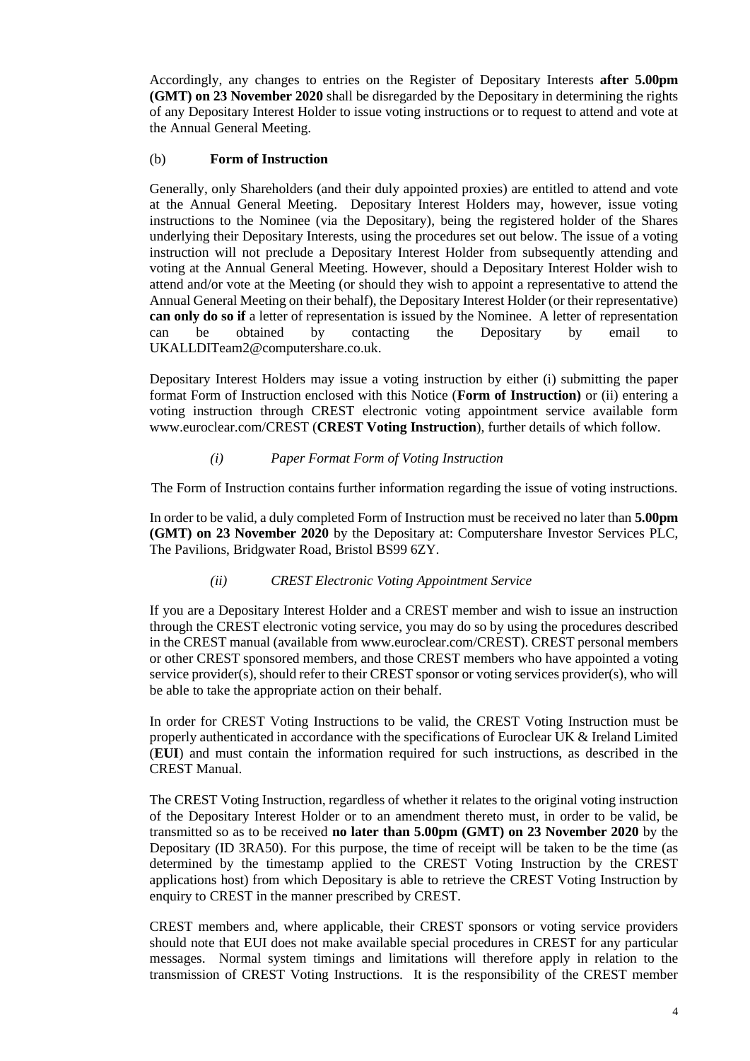Accordingly, any changes to entries on the Register of Depositary Interests **after 5.00pm (GMT) on 23 November 2020** shall be disregarded by the Depositary in determining the rights of any Depositary Interest Holder to issue voting instructions or to request to attend and vote at the Annual General Meeting.

(b) **Form of Instruction**

Generally, only Shareholders (and their duly appointed proxies) are entitled to attend and vote at the Annual General Meeting. Depositary Interest Holders may, however, issue voting instructions to the Nominee (via the Depositary), being the registered holder of the Shares underlying their Depositary Interests, using the procedures set out below. The issue of a voting instruction will not preclude a Depositary Interest Holder from subsequently attending and voting at the Annual General Meeting. However, should a Depositary Interest Holder wish to attend and/or vote at the Meeting (or should they wish to appoint a representative to attend the Annual General Meeting on their behalf), the Depositary Interest Holder (or their representative) **can only do so if** a letter of representation is issued by the Nominee. A letter of representation can be obtained by contacting the Depositary by email to UKALLDITeam2@computershare.co.uk.

Depositary Interest Holders may issue a voting instruction by either (i) submitting the paper format Form of Instruction enclosed with this Notice (**Form of Instruction)** or (ii) entering a voting instruction through CREST electronic voting appointment service available form www.euroclear.com/CREST (**CREST Voting Instruction**), further details of which follow.

*(i) Paper Format Form of Voting Instruction*

The Form of Instruction contains further information regarding the issue of voting instructions.

In order to be valid, a duly completed Form of Instruction must be received no later than **5.00pm (GMT) on 23 November 2020** by the Depositary at: Computershare Investor Services PLC, The Pavilions, Bridgwater Road, Bristol BS99 6ZY.

*(ii) CREST Electronic Voting Appointment Service*

If you are a Depositary Interest Holder and a CREST member and wish to issue an instruction through the CREST electronic voting service, you may do so by using the procedures described in the CREST manual (available from www.euroclear.com/CREST). CREST personal members or other CREST sponsored members, and those CREST members who have appointed a voting service provider(s), should refer to their CREST sponsor or voting services provider(s), who will be able to take the appropriate action on their behalf.

In order for CREST Voting Instructions to be valid, the CREST Voting Instruction must be properly authenticated in accordance with the specifications of Euroclear UK & Ireland Limited (**EUI**) and must contain the information required for such instructions, as described in the CREST Manual.

The CREST Voting Instruction, regardless of whether it relates to the original voting instruction of the Depositary Interest Holder or to an amendment thereto must, in order to be valid, be transmitted so as to be received **no later than 5.00pm (GMT) on 23 November 2020** by the Depositary (ID 3RA50). For this purpose, the time of receipt will be taken to be the time (as determined by the timestamp applied to the CREST Voting Instruction by the CREST applications host) from which Depositary is able to retrieve the CREST Voting Instruction by enquiry to CREST in the manner prescribed by CREST.

CREST members and, where applicable, their CREST sponsors or voting service providers should note that EUI does not make available special procedures in CREST for any particular messages. Normal system timings and limitations will therefore apply in relation to the transmission of CREST Voting Instructions. It is the responsibility of the CREST member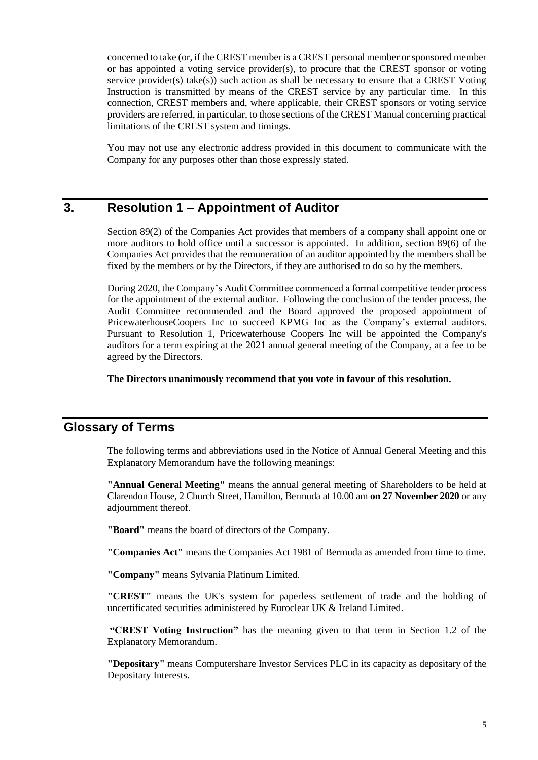concerned to take (or, if the CREST member is a CREST personal member or sponsored member or has appointed a voting service provider(s), to procure that the CREST sponsor or voting service provider(s) take(s)) such action as shall be necessary to ensure that a CREST Voting Instruction is transmitted by means of the CREST service by any particular time. In this connection, CREST members and, where applicable, their CREST sponsors or voting service providers are referred, in particular, to those sections of the CREST Manual concerning practical limitations of the CREST system and timings.

You may not use any electronic address provided in this document to communicate with the Company for any purposes other than those expressly stated.

## 3. Resolution 1 – Appointment of Auditor

Section 89(2) of the Companies Act provides that members of a company shall appoint one or more auditors to hold office until a successor is appointed. In addition, section 89(6) of the Companies Act provides that the remuneration of an auditor appointed by the members shall be fixed by the members or by the Directors, if they are authorised to do so by the members.

During 2020, the Company's Audit Committee commenced a formal competitive tender process for the appointment of the external auditor. Following the conclusion of the tender process, the Audit Committee recommended and the Board approved the proposed appointment of PricewaterhouseCoopers Inc to succeed KPMG Inc as the Company's external auditors. Pursuant to Resolution 1, Pricewaterhouse Coopers Inc will be appointed the Company's auditors for a term expiring at the 2021 annual general meeting of the Company, at a fee to be agreed by the Directors.

**The Directors unanimously recommend that you vote in favour of this resolution.**

## Glossary of Terms

The following terms and abbreviations used in the Notice of Annual General Meeting and this Explanatory Memorandum have the following meanings:

**"Annual General Meeting"** means the annual general meeting of Shareholders to be held at Clarendon House, 2 Church Street, Hamilton, Bermuda at 10.00 am **on 27 November 2020** or any adjournment thereof.

**"Board"** means the board of directors of the Company.

**"Companies Act"** means the Companies Act 1981 of Bermuda as amended from time to time.

**"Company"** means Sylvania Platinum Limited.

**"CREST"** means the UK's system for paperless settlement of trade and the holding of uncertificated securities administered by Euroclear UK & Ireland Limited.

**"CREST Voting Instruction"** has the meaning given to that term in Section 1.2 of the Explanatory Memorandum.

**"Depositary"** means Computershare Investor Services PLC in its capacity as depositary of the Depositary Interests.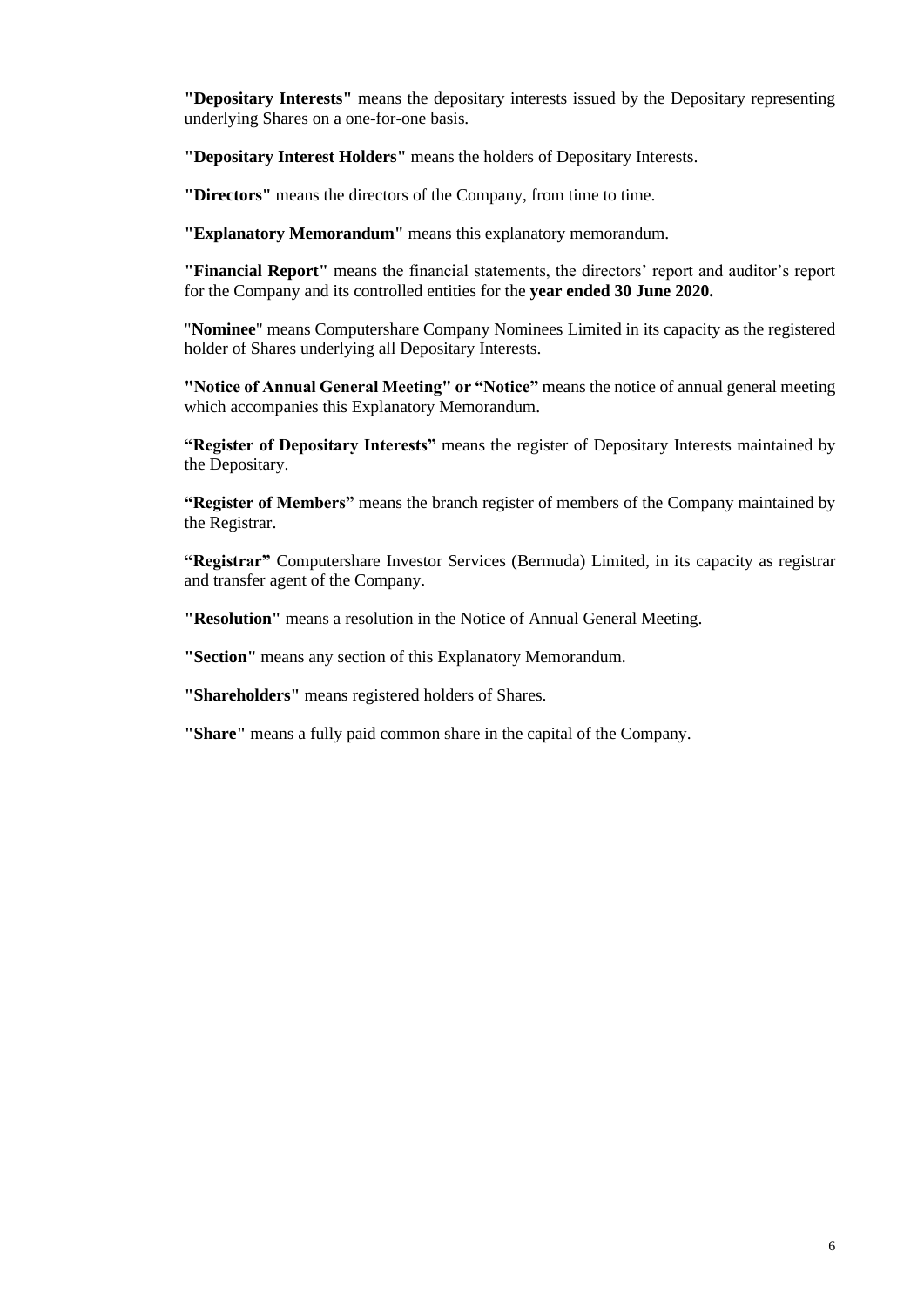**"Depositary Interests"** means the depositary interests issued by the Depositary representing underlying Shares on a one-for-one basis.

**"Depositary Interest Holders"** means the holders of Depositary Interests.

**"Directors"** means the directors of the Company, from time to time.

**"Explanatory Memorandum"** means this explanatory memorandum.

**"Financial Report"** means the financial statements, the directors' report and auditor's report for the Company and its controlled entities for the **year ended 30 June 2020.**

"**Nominee**" means Computershare Company Nominees Limited in its capacity as the registered holder of Shares underlying all Depositary Interests.

**"Notice of Annual General Meeting" or "Notice"** means the notice of annual general meeting which accompanies this Explanatory Memorandum.

**"Register of Depositary Interests"** means the register of Depositary Interests maintained by the Depositary.

**"Register of Members"** means the branch register of members of the Company maintained by the Registrar.

**"Registrar"** Computershare Investor Services (Bermuda) Limited, in its capacity as registrar and transfer agent of the Company.

**"Resolution"** means a resolution in the Notice of Annual General Meeting.

**"Section"** means any section of this Explanatory Memorandum.

**"Shareholders"** means registered holders of Shares.

**"Share"** means a fully paid common share in the capital of the Company.